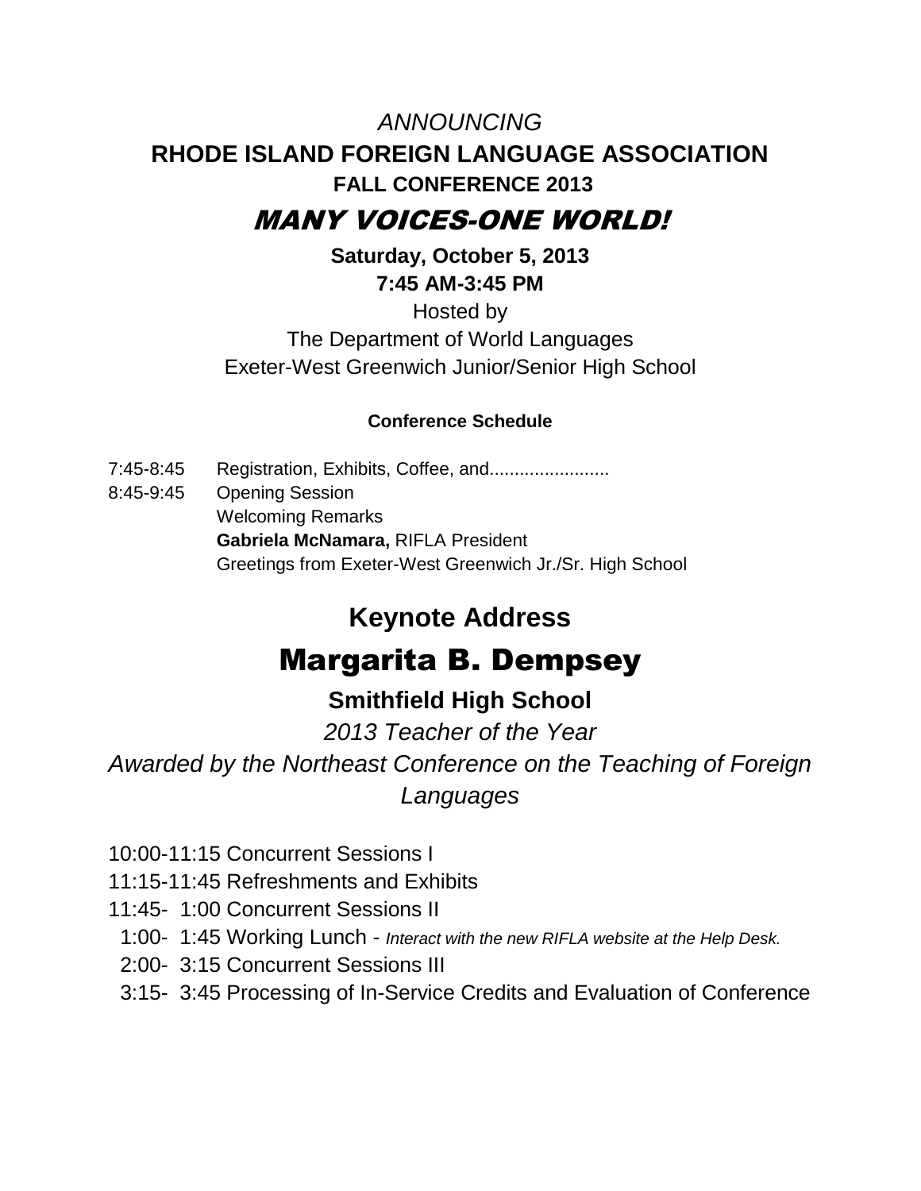*ANNOUNCING*

# RHODE ISLAND FOREIGN LANGUAGE ASSOCIATION

## FALL CONFERENCE 2013

## *MANY VOICES-ONE WORLD!*

**Saturday, October 5, 2013**

**7:45 AM-3:45 PM**

Hosted by

The Department of World Languages

Exeter-West Greenwich Junior/Senior High School

**Conference Schedule**

7:45-8:45 Registration, Exhibits, Coffee, and........................

8:45-9:45 Opening Session
Welcoming Remarks
**Gabriela McNamara,** RIFLA President
Greetings from Exeter-West Greenwich Jr./Sr. High School

## Keynote Address

# Margarita B. Dempsey

**Smithfield High School**

*2013 Teacher of the Year*

*Awarded by the Northeast Conference on the Teaching of Foreign Languages*

10:00-11:15 Concurrent Sessions I

11:15-11:45 Refreshments and Exhibits

11:45- 1:00 Concurrent Sessions II

1:00- 1:45 Working Lunch - *Interact with the new RIFLA website at the Help Desk.*

2:00- 3:15 Concurrent Sessions III

3:15- 3:45 Processing of In-Service Credits and Evaluation of Conference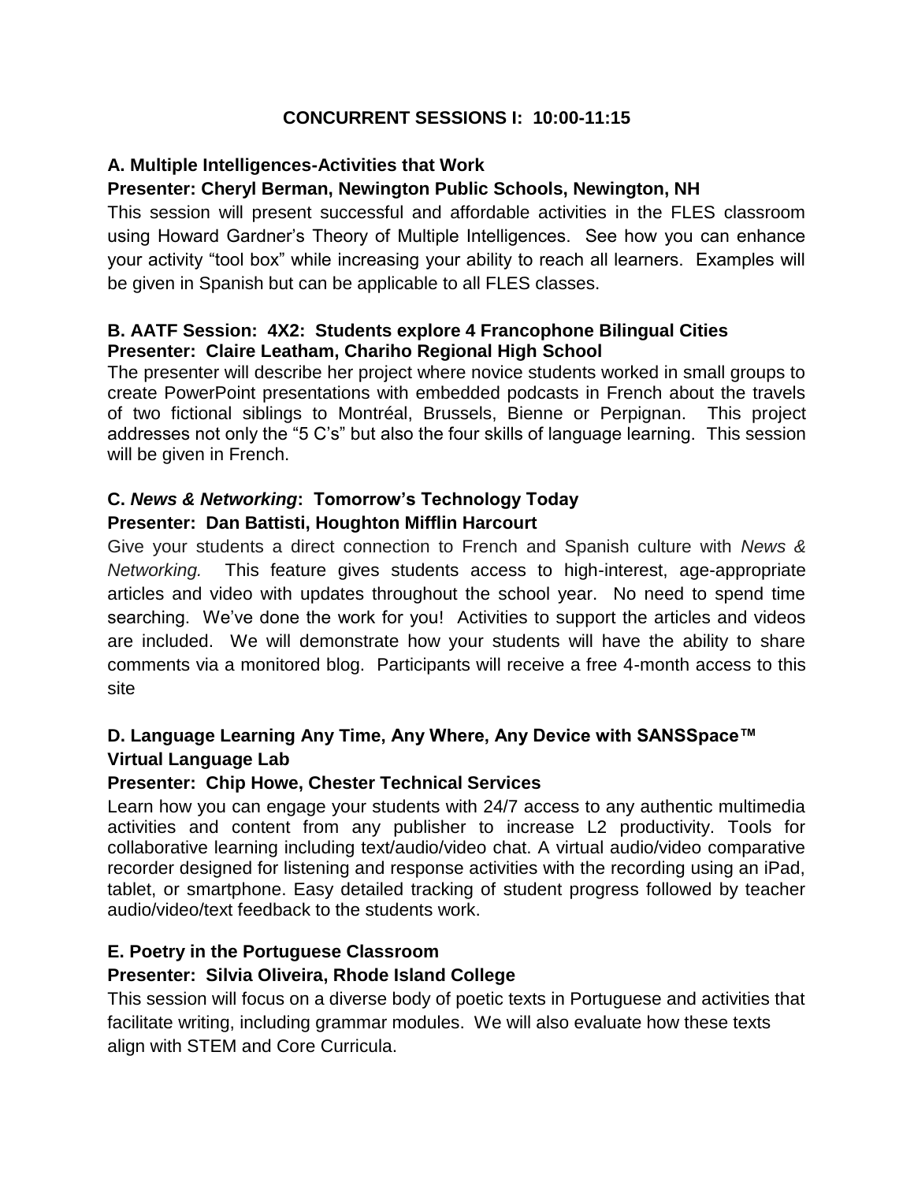## CONCURRENT SESSIONS I: 10:00-11:15

### A. Multiple Intelligences-Activities that Work

**Presenter: Cheryl Berman, Newington Public Schools, Newington, NH**

This session will present successful and affordable activities in the FLES classroom using Howard Gardner's Theory of Multiple Intelligences. See how you can enhance your activity "tool box" while increasing your ability to reach all learners. Examples will be given in Spanish but can be applicable to all FLES classes.

### B. AATF Session: 4X2: Students explore 4 Francophone Bilingual Cities

**Presenter: Claire Leatham, Chariho Regional High School**

The presenter will describe her project where novice students worked in small groups to create PowerPoint presentations with embedded podcasts in French about the travels of two fictional siblings to Montréal, Brussels, Bienne or Perpignan. This project addresses not only the "5 C's" but also the four skills of language learning. This session will be given in French.

### C. *News & Networking*: Tomorrow's Technology Today

**Presenter: Dan Battisti, Houghton Mifflin Harcourt**

Give your students a direct connection to French and Spanish culture with *News & Networking.* This feature gives students access to high-interest, age-appropriate articles and video with updates throughout the school year. No need to spend time searching. We've done the work for you! Activities to support the articles and videos are included. We will demonstrate how your students will have the ability to share comments via a monitored blog. Participants will receive a free 4-month access to this site

### D. Language Learning Any Time, Any Where, Any Device with SANSSpace™ Virtual Language Lab

**Presenter: Chip Howe, Chester Technical Services**

Learn how you can engage your students with 24/7 access to any authentic multimedia activities and content from any publisher to increase L2 productivity. Tools for collaborative learning including text/audio/video chat. A virtual audio/video comparative recorder designed for listening and response activities with the recording using an iPad, tablet, or smartphone. Easy detailed tracking of student progress followed by teacher audio/video/text feedback to the students work.

### E. Poetry in the Portuguese Classroom

**Presenter: Silvia Oliveira, Rhode Island College**

This session will focus on a diverse body of poetic texts in Portuguese and activities that facilitate writing, including grammar modules. We will also evaluate how these texts align with STEM and Core Curricula.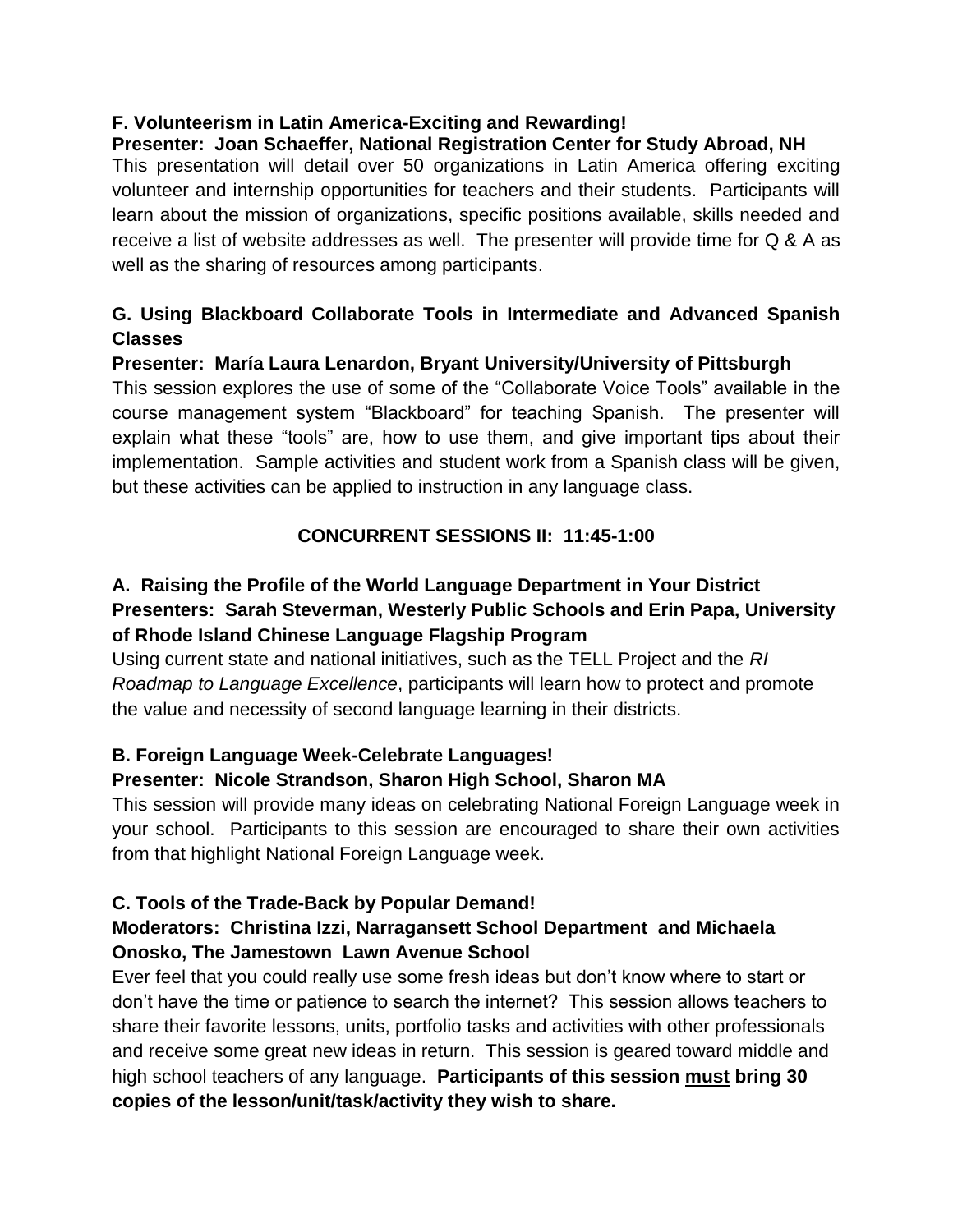**F. Volunteerism in Latin America-Exciting and Rewarding!**

**Presenter: Joan Schaeffer, National Registration Center for Study Abroad, NH**

This presentation will detail over 50 organizations in Latin America offering exciting volunteer and internship opportunities for teachers and their students. Participants will learn about the mission of organizations, specific positions available, skills needed and receive a list of website addresses as well. The presenter will provide time for Q & A as well as the sharing of resources among participants.

**G. Using Blackboard Collaborate Tools in Intermediate and Advanced Spanish Classes**

**Presenter: María Laura Lenardon, Bryant University/University of Pittsburgh**

This session explores the use of some of the "Collaborate Voice Tools" available in the course management system "Blackboard" for teaching Spanish. The presenter will explain what these "tools" are, how to use them, and give important tips about their implementation. Sample activities and student work from a Spanish class will be given, but these activities can be applied to instruction in any language class.

## CONCURRENT SESSIONS II: 11:45-1:00

**A. Raising the Profile of the World Language Department in Your District**

**Presenters: Sarah Steverman, Westerly Public Schools and Erin Papa, University of Rhode Island Chinese Language Flagship Program**

Using current state and national initiatives, such as the TELL Project and the *RI Roadmap to Language Excellence*, participants will learn how to protect and promote the value and necessity of second language learning in their districts.

**B. Foreign Language Week-Celebrate Languages!**

**Presenter: Nicole Strandson, Sharon High School, Sharon MA**

This session will provide many ideas on celebrating National Foreign Language week in your school. Participants to this session are encouraged to share their own activities from that highlight National Foreign Language week.

**C. Tools of the Trade-Back by Popular Demand!**

**Moderators: Christina Izzi, Narragansett School Department and Michaela Onosko, The Jamestown Lawn Avenue School**

Ever feel that you could really use some fresh ideas but don't know where to start or don't have the time or patience to search the internet? This session allows teachers to share their favorite lessons, units, portfolio tasks and activities with other professionals and receive some great new ideas in return. This session is geared toward middle and high school teachers of any language. **Participants of this session must bring 30 copies of the lesson/unit/task/activity they wish to share.**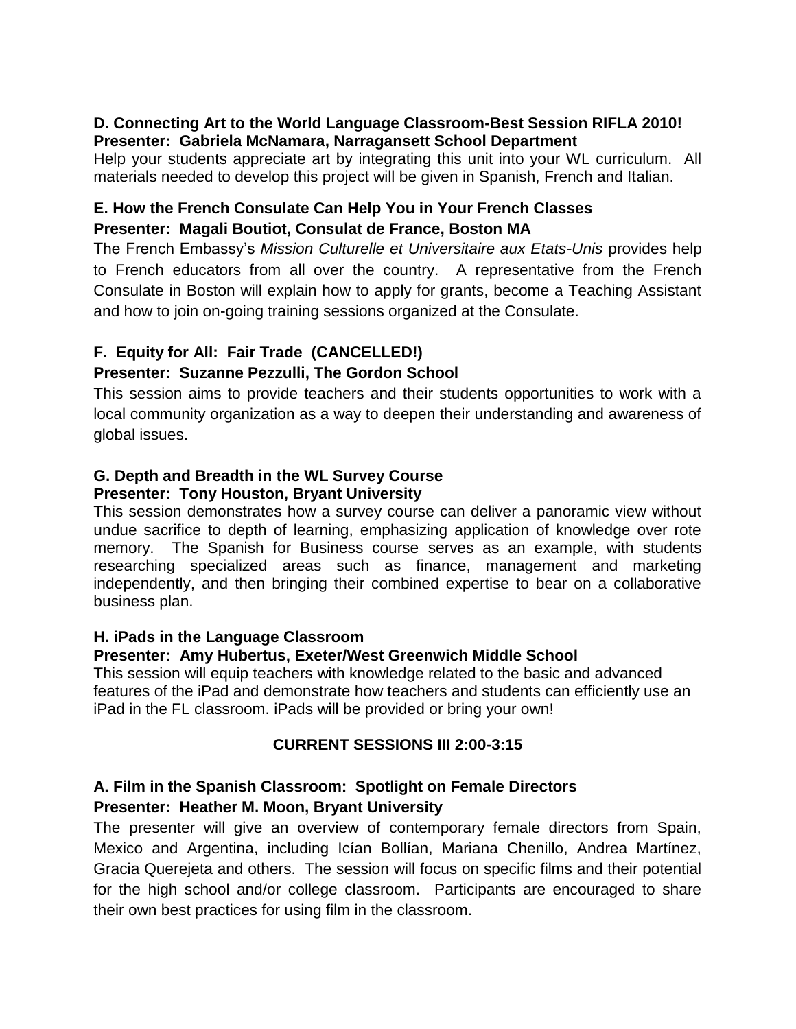**D. Connecting Art to the World Language Classroom-Best Session RIFLA 2010!**
**Presenter: Gabriela McNamara, Narragansett School Department**

Help your students appreciate art by integrating this unit into your WL curriculum. All materials needed to develop this project will be given in Spanish, French and Italian.

**E. How the French Consulate Can Help You in Your French Classes**
**Presenter: Magali Boutiot, Consulat de France, Boston MA**

The French Embassy's *Mission Culturelle et Universitaire aux Etats-Unis* provides help to French educators from all over the country. A representative from the French Consulate in Boston will explain how to apply for grants, become a Teaching Assistant and how to join on-going training sessions organized at the Consulate.

**F. Equity for All: Fair Trade (CANCELLED!)**
**Presenter: Suzanne Pezzulli, The Gordon School**

This session aims to provide teachers and their students opportunities to work with a local community organization as a way to deepen their understanding and awareness of global issues.

**G. Depth and Breadth in the WL Survey Course**
**Presenter: Tony Houston, Bryant University**

This session demonstrates how a survey course can deliver a panoramic view without undue sacrifice to depth of learning, emphasizing application of knowledge over rote memory. The Spanish for Business course serves as an example, with students researching specialized areas such as finance, management and marketing independently, and then bringing their combined expertise to bear on a collaborative business plan.

**H. iPads in the Language Classroom**
**Presenter: Amy Hubertus, Exeter/West Greenwich Middle School**

This session will equip teachers with knowledge related to the basic and advanced features of the iPad and demonstrate how teachers and students can efficiently use an iPad in the FL classroom. iPads will be provided or bring your own!

## CURRENT SESSIONS III 2:00-3:15

**A. Film in the Spanish Classroom: Spotlight on Female Directors**
**Presenter: Heather M. Moon, Bryant University**

The presenter will give an overview of contemporary female directors from Spain, Mexico and Argentina, including Icían Bollían, Mariana Chenillo, Andrea Martínez, Gracia Querejeta and others. The session will focus on specific films and their potential for the high school and/or college classroom. Participants are encouraged to share their own best practices for using film in the classroom.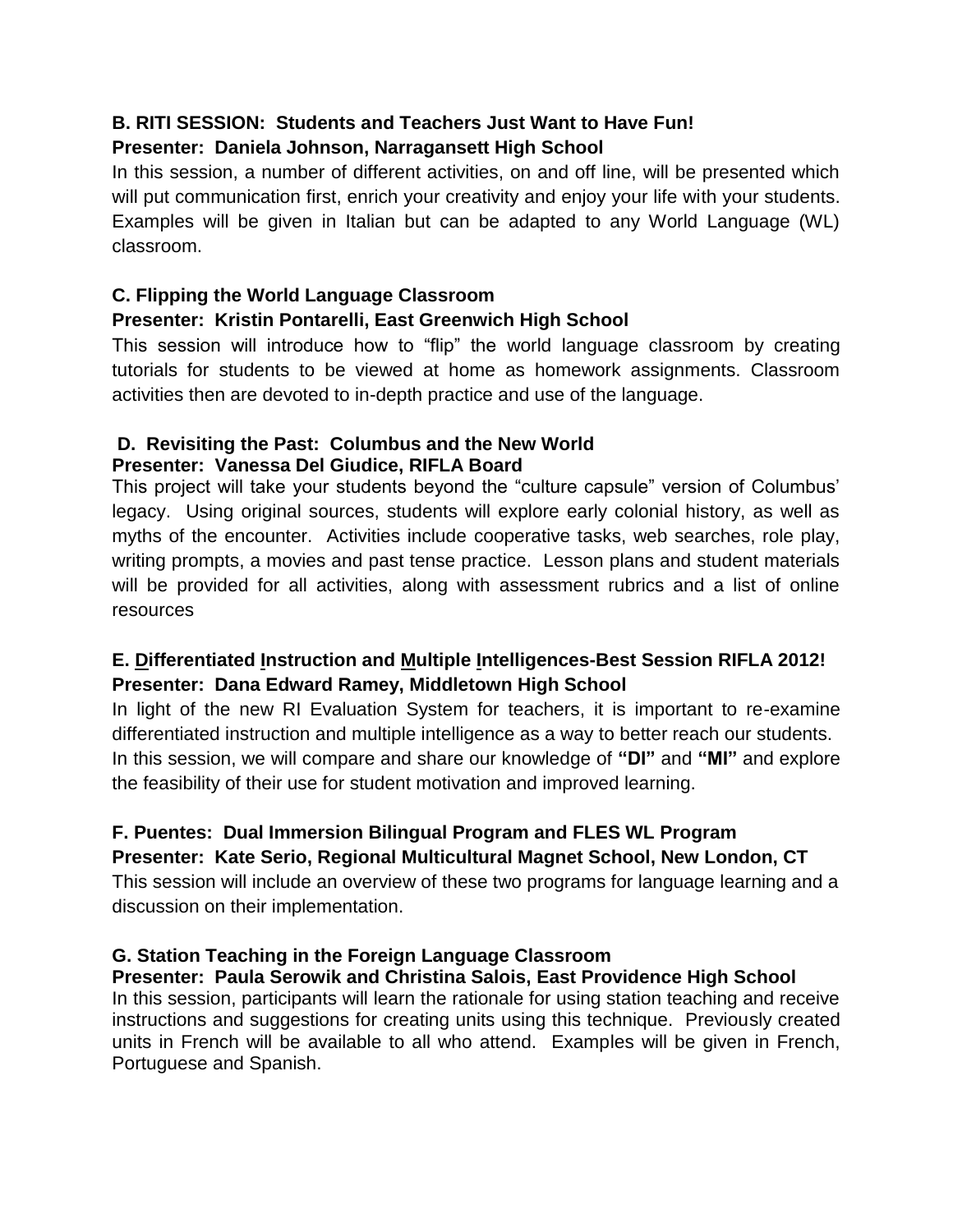**B. RITI SESSION: Students and Teachers Just Want to Have Fun!**
**Presenter: Daniela Johnson, Narragansett High School**

In this session, a number of different activities, on and off line, will be presented which will put communication first, enrich your creativity and enjoy your life with your students. Examples will be given in Italian but can be adapted to any World Language (WL) classroom.

**C. Flipping the World Language Classroom**
**Presenter: Kristin Pontarelli, East Greenwich High School**

This session will introduce how to "flip" the world language classroom by creating tutorials for students to be viewed at home as homework assignments. Classroom activities then are devoted to in-depth practice and use of the language.

**D. Revisiting the Past: Columbus and the New World**
**Presenter: Vanessa Del Giudice, RIFLA Board**

This project will take your students beyond the "culture capsule" version of Columbus' legacy. Using original sources, students will explore early colonial history, as well as myths of the encounter. Activities include cooperative tasks, web searches, role play, writing prompts, a movies and past tense practice. Lesson plans and student materials will be provided for all activities, along with assessment rubrics and a list of online resources

**E. Differentiated Instruction and Multiple Intelligences-Best Session RIFLA 2012!**
**Presenter: Dana Edward Ramey, Middletown High School**

In light of the new RI Evaluation System for teachers, it is important to re-examine differentiated instruction and multiple intelligence as a way to better reach our students. In this session, we will compare and share our knowledge of **"DI"** and **"MI"** and explore the feasibility of their use for student motivation and improved learning.

**F. Puentes: Dual Immersion Bilingual Program and FLES WL Program**
**Presenter: Kate Serio, Regional Multicultural Magnet School, New London, CT**

This session will include an overview of these two programs for language learning and a discussion on their implementation.

**G. Station Teaching in the Foreign Language Classroom**
**Presenter: Paula Serowik and Christina Salois, East Providence High School**

In this session, participants will learn the rationale for using station teaching and receive instructions and suggestions for creating units using this technique. Previously created units in French will be available to all who attend. Examples will be given in French, Portuguese and Spanish.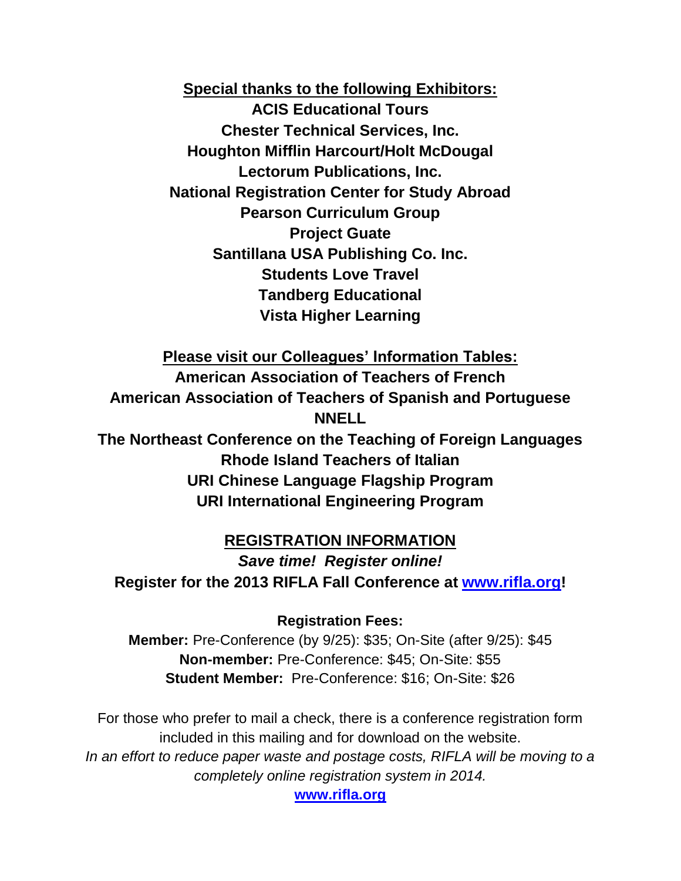## Special thanks to the following Exhibitors:

**ACIS Educational Tours**
**Chester Technical Services, Inc.**
**Houghton Mifflin Harcourt/Holt McDougal**
**Lectorum Publications, Inc.**
**National Registration Center for Study Abroad**
**Pearson Curriculum Group**
**Project Guate**
**Santillana USA Publishing Co. Inc.**
**Students Love Travel**
**Tandberg Educational**
**Vista Higher Learning**

## Please visit our Colleagues' Information Tables:

**American Association of Teachers of French**
**American Association of Teachers of Spanish and Portuguese**
**NNELL**
**The Northeast Conference on the Teaching of Foreign Languages**
**Rhode Island Teachers of Italian**
**URI Chinese Language Flagship Program**
**URI International Engineering Program**

## REGISTRATION INFORMATION

***Save time! Register online!***

**Register for the 2013 RIFLA Fall Conference at [www.rifla.org](http://www.rifla.org)!**

**Registration Fees:**

**Member:** Pre-Conference (by 9/25): $35; On-Site (after 9/25): $45
**Non-member:** Pre-Conference: $45; On-Site: $55
**Student Member:** Pre-Conference: $16; On-Site: $26

For those who prefer to mail a check, there is a conference registration form included in this mailing and for download on the website.

*In an effort to reduce paper waste and postage costs, RIFLA will be moving to a completely online registration system in 2014.*

**[www.rifla.org](http://www.rifla.org)**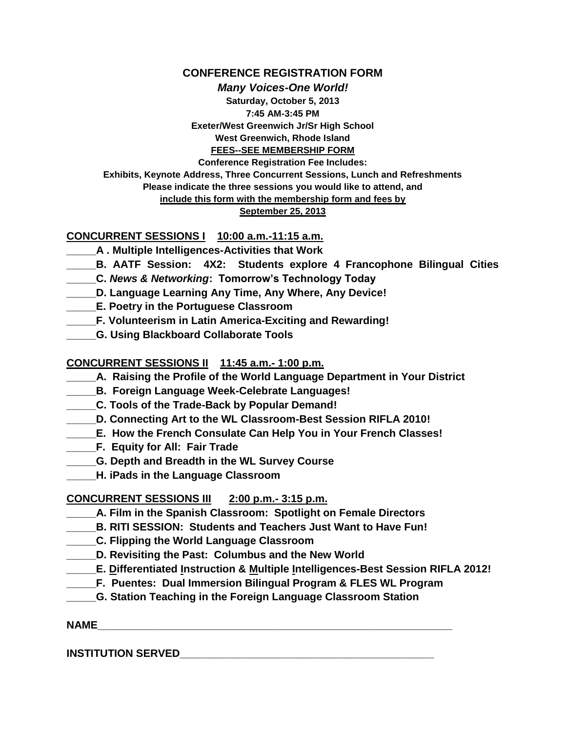# CONFERENCE REGISTRATION FORM

***Many Voices-One World!***

**Saturday, October 5, 2013**

**7:45 AM-3:45 PM**

**Exeter/West Greenwich Jr/Sr High School**

**West Greenwich, Rhode Island**

**FEES--SEE MEMBERSHIP FORM**

**Conference Registration Fee Includes:**

**Exhibits, Keynote Address, Three Concurrent Sessions, Lunch and Refreshments**

**Please indicate the three sessions you would like to attend, and**

**include this form with the membership form and fees by**

**September 25, 2013**

## CONCURRENT SESSIONS I 10:00 a.m.-11:15 a.m.

**_____A . Multiple Intelligences-Activities that Work**

**_____B. AATF Session: 4X2: Students explore 4 Francophone Bilingual Cities**

**_____C. *News & Networking*: Tomorrow's Technology Today**

**_____D. Language Learning Any Time, Any Where, Any Device!**

**_____E. Poetry in the Portuguese Classroom**

**_____F. Volunteerism in Latin America-Exciting and Rewarding!**

**_____G. Using Blackboard Collaborate Tools**

## CONCURRENT SESSIONS II 11:45 a.m.- 1:00 p.m.

**_____A. Raising the Profile of the World Language Department in Your District**

**_____B. Foreign Language Week-Celebrate Languages!**

**_____C. Tools of the Trade-Back by Popular Demand!**

**_____D. Connecting Art to the WL Classroom-Best Session RIFLA 2010!**

**_____E. How the French Consulate Can Help You in Your French Classes!**

**_____F. Equity for All: Fair Trade**

**_____G. Depth and Breadth in the WL Survey Course**

**_____H. iPads in the Language Classroom**

## CONCURRENT SESSIONS III 2:00 p.m.- 3:15 p.m.

**_____A. Film in the Spanish Classroom: Spotlight on Female Directors**

**_____B. RITI SESSION: Students and Teachers Just Want to Have Fun!**

**_____C. Flipping the World Language Classroom**

**_____D. Revisiting the Past: Columbus and the New World**

**_____E. Differentiated Instruction & Multiple Intelligences-Best Session RIFLA 2012!**

**_____F. Puentes: Dual Immersion Bilingual Program & FLES WL Program**

**_____G. Station Teaching in the Foreign Language Classroom Station**

**NAME_____________________________________________________________**

**INSTITUTION SERVED_____________________________________________**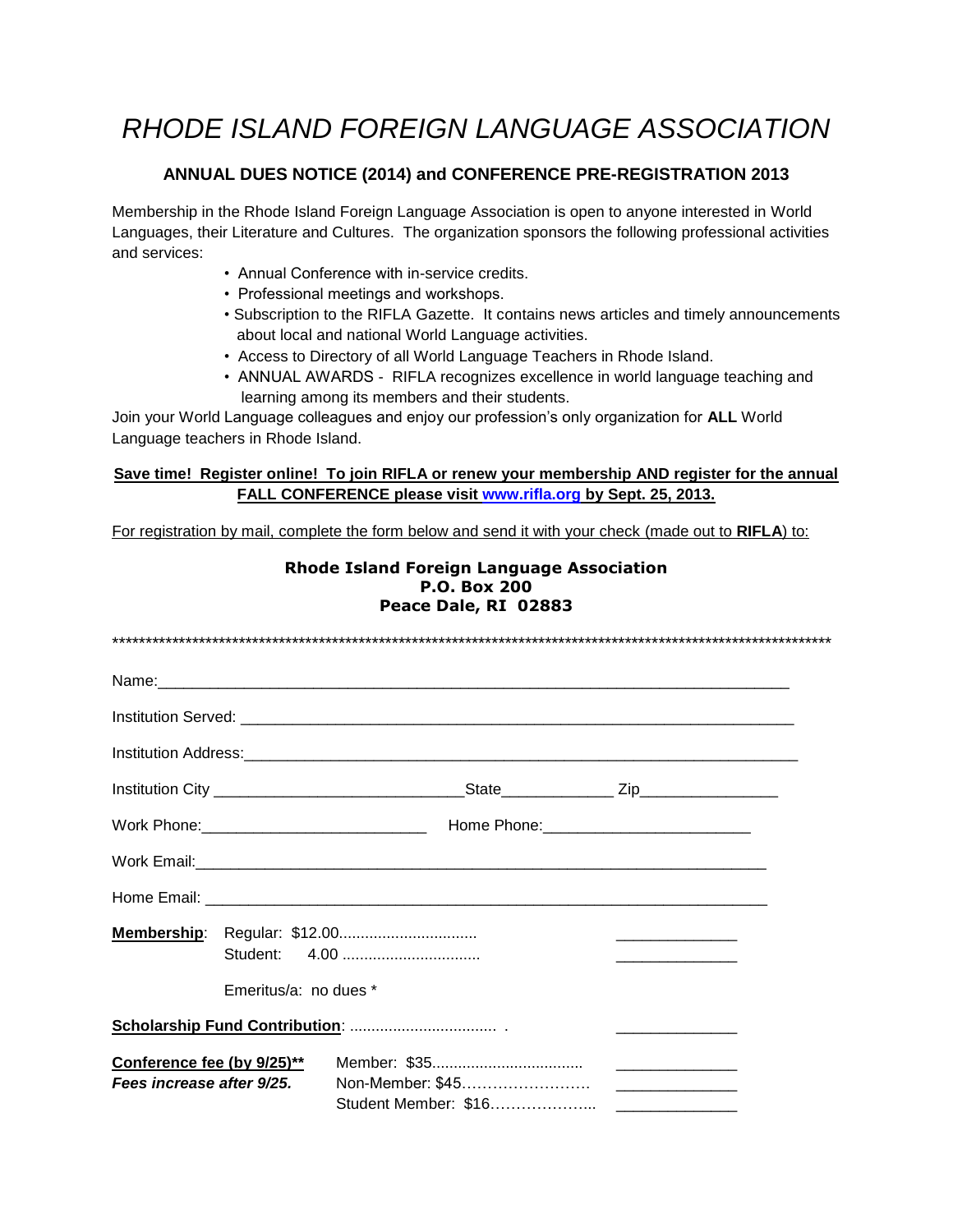# *RHODE ISLAND FOREIGN LANGUAGE ASSOCIATION*

## ANNUAL DUES NOTICE (2014) and CONFERENCE PRE-REGISTRATION 2013

Membership in the Rhode Island Foreign Language Association is open to anyone interested in World Languages, their Literature and Cultures. The organization sponsors the following professional activities and services:

- Annual Conference with in-service credits.
- Professional meetings and workshops.
- Subscription to the RIFLA Gazette. It contains news articles and timely announcements about local and national World Language activities.
- Access to Directory of all World Language Teachers in Rhode Island.
- ANNUAL AWARDS - RIFLA recognizes excellence in world language teaching and learning among its members and their students.

Join your World Language colleagues and enjoy our profession's only organization for **ALL** World Language teachers in Rhode Island.

**Save time! Register online! To join RIFLA or renew your membership AND register for the annual FALL CONFERENCE please visit www.rifla.org by Sept. 25, 2013.**

For registration by mail, complete the form below and send it with your check (made out to **RIFLA**) to:

**Rhode Island Foreign Language Association**
**P.O. Box 200**
**Peace Dale, RI 02883**

************************************************************************************************************

Name:_______________________________________________________________________

Institution Served: ____________________________________________________________

Institution Address:____________________________________________________________

Institution City ___________________________State____________ Zip_______________

Work Phone:_________________________ Home Phone:_______________________

Work Email:_________________________________________________________________

Home Email: ________________________________________________________________

**Membership**: Regular: $12.00................................ ______________
Student: 4.00 ................................ ______________

Emeritus/a: no dues *

**Scholarship Fund Contribution**: .................................. . ______________

**Conference fee (by 9/25)**** Member: $35.................................. ______________
***Fees increase after 9/25.*** Non-Member: $45……………………. ______________
Student Member: $16………………... ______________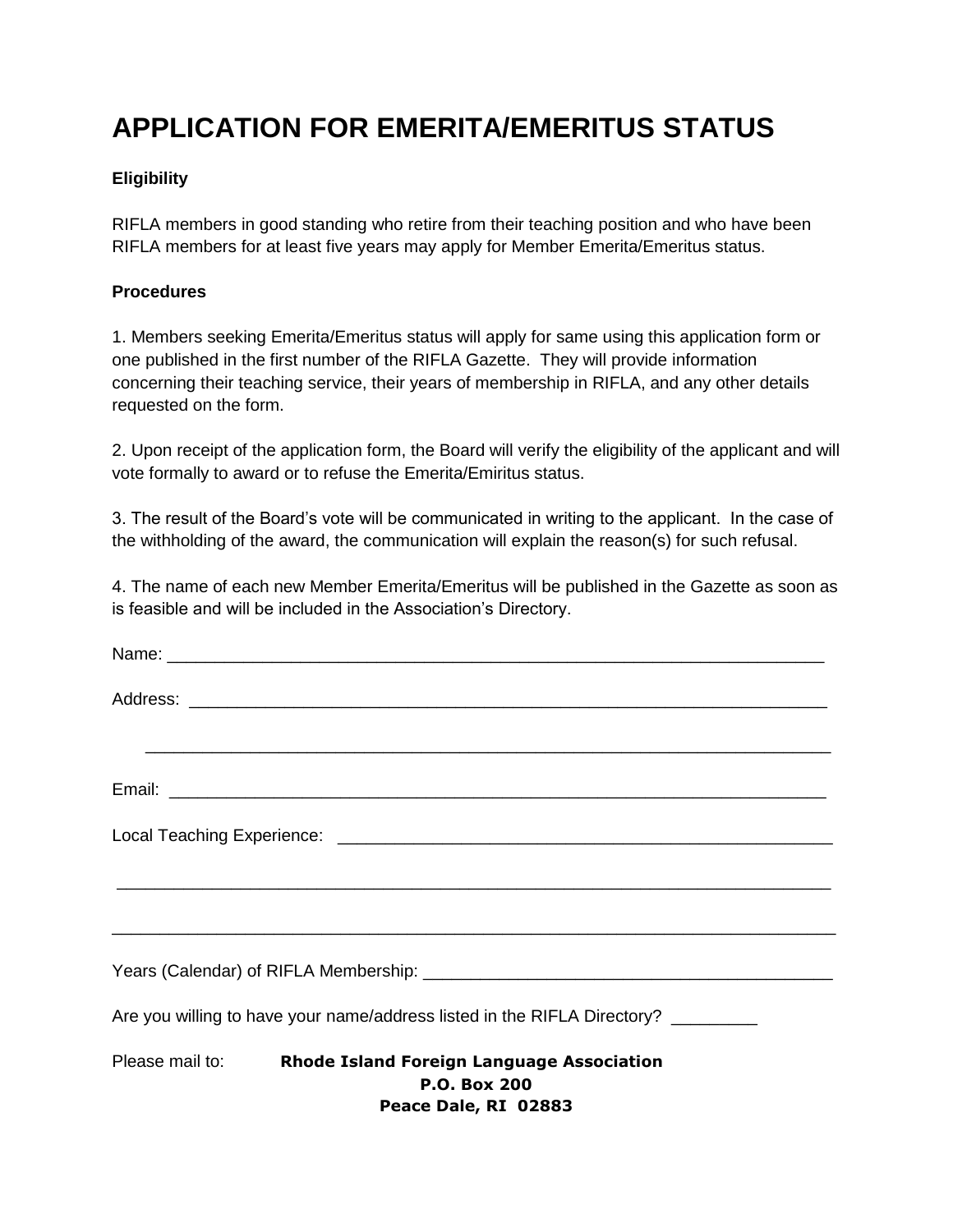# APPLICATION FOR EMERITA/EMERITUS STATUS

**Eligibility**

RIFLA members in good standing who retire from their teaching position and who have been RIFLA members for at least five years may apply for Member Emerita/Emeritus status.

**Procedures**

1. Members seeking Emerita/Emeritus status will apply for same using this application form or one published in the first number of the RIFLA Gazette. They will provide information concerning their teaching service, their years of membership in RIFLA, and any other details requested on the form.

2. Upon receipt of the application form, the Board will verify the eligibility of the applicant and will vote formally to award or to refuse the Emerita/Emiritus status.

3. The result of the Board's vote will be communicated in writing to the applicant. In the case of the withholding of the award, the communication will explain the reason(s) for such refusal.

4. The name of each new Member Emerita/Emeritus will be published in the Gazette as soon as is feasible and will be included in the Association's Directory.

Name: ______________________________________________________________________

Address: ____________________________________________________________________

____________________________________________________________________

Email: ______________________________________________________________________

Local Teaching Experience: ________________________________________________

____________________________________________________________________________

____________________________________________________________________________

Years (Calendar) of RIFLA Membership: ______________________________________

Are you willing to have your name/address listed in the RIFLA Directory? _________

Please mail to: **Rhode Island Foreign Language Association**
**P.O. Box 200**
**Peace Dale, RI 02883**